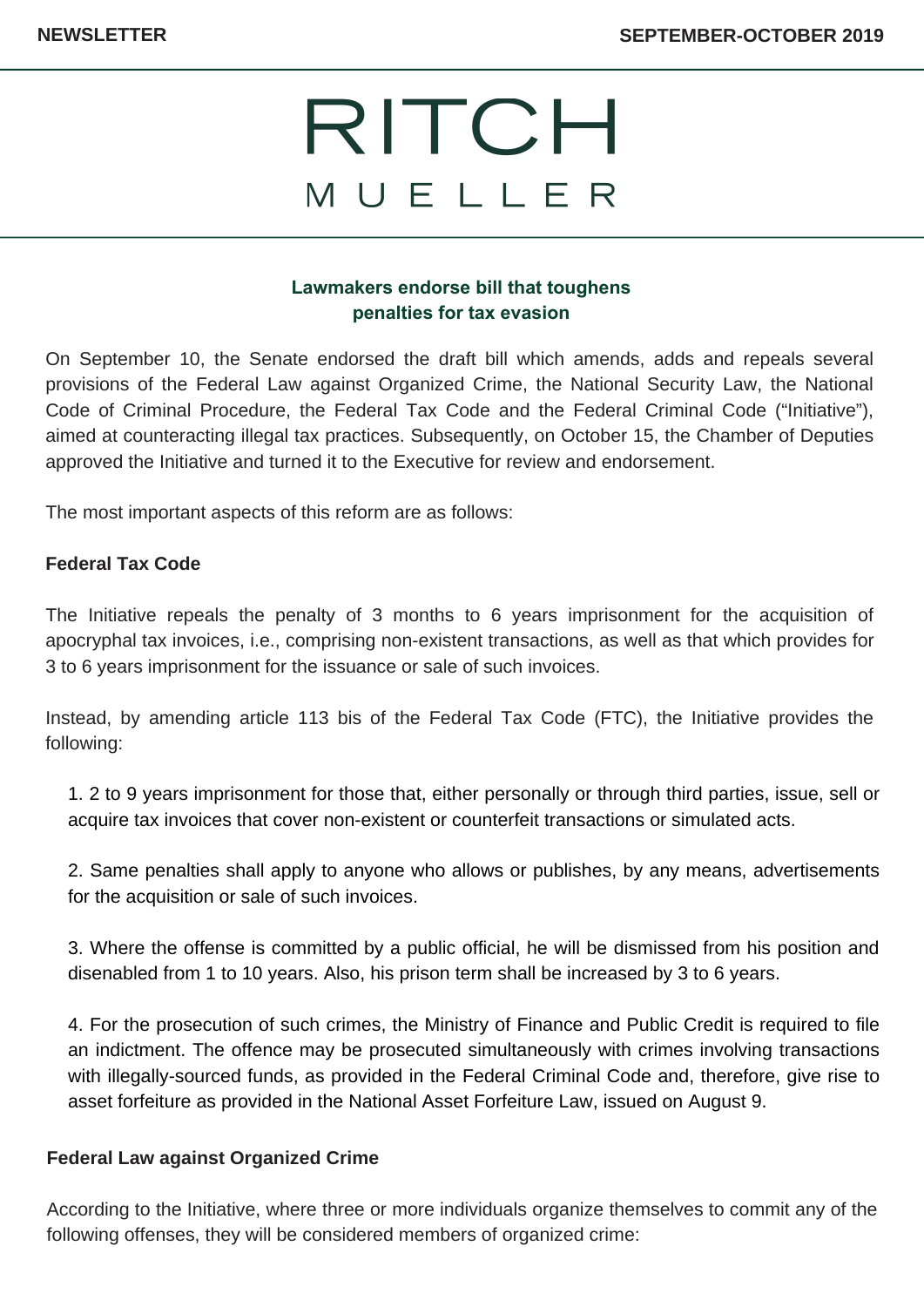NEWSLETTER SEPTEMBER-OCTOBER 2019

# RITCH MUELLER

## Lawmakers endorse bill that toughens penalties for tax evasion

On September 10, the Senate endorsed the draft bill which amends, adds and repeals several provisions of the Federal Law against Organized Crime, the National Security Law, the National Code of Criminal Procedure, the Federal Tax Code and the Federal Criminal Code ("Initiative"), aimed at counteracting illegal tax practices. Subsequently, on October 15, the Chamber of Deputies approved the Initiative and turned it to the Executive for review and endorsement.

The most important aspects of this reform are as follows:

**Federal Tax Code**

The Initiative repeals the penalty of 3 months to 6 years imprisonment for the acquisition of apocryphal tax invoices, i.e., comprising non-existent transactions, as well as that which provides for 3 to 6 years imprisonment for the issuance or sale of such invoices.

Instead, by amending article 113 bis of the Federal Tax Code (FTC), the Initiative provides the following:

1. 2 to 9 years imprisonment for those that, either personally or through third parties, issue, sell or acquire tax invoices that cover non-existent or counterfeit transactions or simulated acts.

2. Same penalties shall apply to anyone who allows or publishes, by any means, advertisements for the acquisition or sale of such invoices.

3. Where the offense is committed by a public official, he will be dismissed from his position and disenabled from 1 to 10 years. Also, his prison term shall be increased by 3 to 6 years.

4. For the prosecution of such crimes, the Ministry of Finance and Public Credit is required to file an indictment. The offence may be prosecuted simultaneously with crimes involving transactions with illegally-sourced funds, as provided in the Federal Criminal Code and, therefore, give rise to asset forfeiture as provided in the National Asset Forfeiture Law, issued on August 9.

**Federal Law against Organized Crime**

According to the Initiative, where three or more individuals organize themselves to commit any of the following offenses, they will be considered members of organized crime: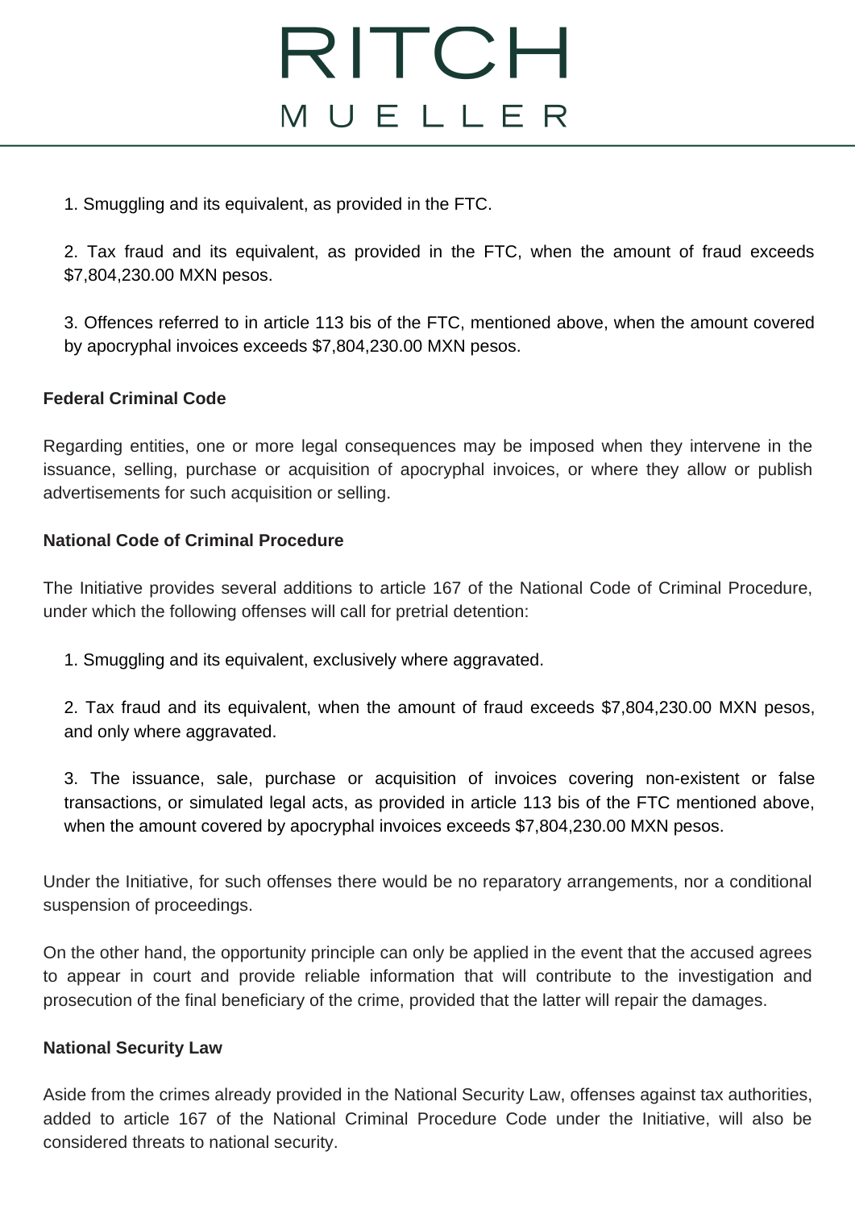1. Smuggling and its equivalent, as provided in the FTC.

2. Tax fraud and its equivalent, as provided in the FTC, when the amount of fraud exceeds $7,804,230.00 MXN pesos.

3. Offences referred to in article 113 bis of the FTC, mentioned above, when the amount covered by apocryphal invoices exceeds $7,804,230.00 MXN pesos.

**Federal Criminal Code**

Regarding entities, one or more legal consequences may be imposed when they intervene in the issuance, selling, purchase or acquisition of apocryphal invoices, or where they allow or publish advertisements for such acquisition or selling.

**National Code of Criminal Procedure**

The Initiative provides several additions to article 167 of the National Code of Criminal Procedure, under which the following offenses will call for pretrial detention:

1. Smuggling and its equivalent, exclusively where aggravated.

2. Tax fraud and its equivalent, when the amount of fraud exceeds $7,804,230.00 MXN pesos, and only where aggravated.

3. The issuance, sale, purchase or acquisition of invoices covering non-existent or false transactions, or simulated legal acts, as provided in article 113 bis of the FTC mentioned above, when the amount covered by apocryphal invoices exceeds $7,804,230.00 MXN pesos.

Under the Initiative, for such offenses there would be no reparatory arrangements, nor a conditional suspension of proceedings.

On the other hand, the opportunity principle can only be applied in the event that the accused agrees to appear in court and provide reliable information that will contribute to the investigation and prosecution of the final beneficiary of the crime, provided that the latter will repair the damages.

**National Security Law**

Aside from the crimes already provided in the National Security Law, offenses against tax authorities, added to article 167 of the National Criminal Procedure Code under the Initiative, will also be considered threats to national security.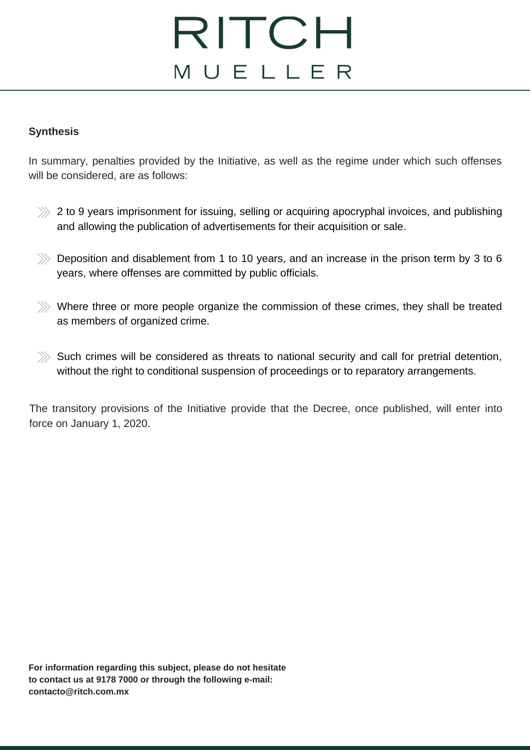**Synthesis**

In summary, penalties provided by the Initiative, as well as the regime under which such offenses will be considered, are as follows:

- 2 to 9 years imprisonment for issuing, selling or acquiring apocryphal invoices, and publishing and allowing the publication of advertisements for their acquisition or sale.
- Deposition and disablement from 1 to 10 years, and an increase in the prison term by 3 to 6 years, where offenses are committed by public officials.
- Where three or more people organize the commission of these crimes, they shall be treated as members of organized crime.
- Such crimes will be considered as threats to national security and call for pretrial detention, without the right to conditional suspension of proceedings or to reparatory arrangements.

The transitory provisions of the Initiative provide that the Decree, once published, will enter into force on January 1, 2020.

**For information regarding this subject, please do not hesitate to contact us at 9178 7000 or through the following e-mail: contacto@ritch.com.mx**